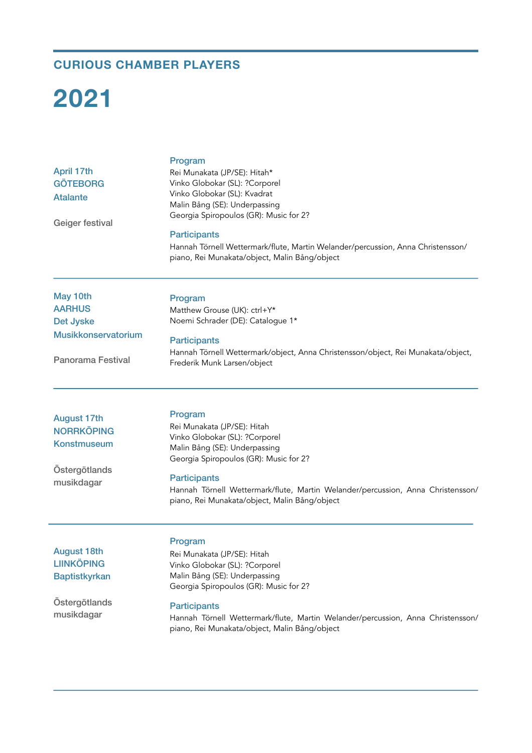## CURIOUS CHAMBER PLAYERS

# 2021

---

**April 17th**
**GÖTEBORG**
**Atalante**

Geiger festival

### Program

Rei Munakata (JP/SE): Hitah*
Vinko Globokar (SL): ?Corporel
Vinko Globokar (SL): Kvadrat
Malin Bång (SE): Underpassing
Georgia Spiropoulos (GR): Music for 2?

### Participants

Hannah Törnell Wettermark/flute, Martin Welander/percussion, Anna Christensson/piano, Rei Munakata/object, Malin Bång/object

---

**May 10th**
**AARHUS**
**Det Jyske Musikkonservatorium**

Panorama Festival

### Program

Matthew Grouse (UK): ctrl+Y*
Noemi Schrader (DE): Catalogue 1*

### Participants

Hannah Törnell Wettermark/object, Anna Christensson/object, Rei Munakata/object, Frederik Munk Larsen/object

---

**August 17th**
**NORRKÖPING**
**Konstmuseum**

Östergötlands musikdagar

### Program

Rei Munakata (JP/SE): Hitah
Vinko Globokar (SL): ?Corporel
Malin Bång (SE): Underpassing
Georgia Spiropoulos (GR): Music for 2?

### Participants

Hannah Törnell Wettermark/flute, Martin Welander/percussion, Anna Christensson/piano, Rei Munakata/object, Malin Bång/object

---

**August 18th**
**LIINKÖPING**
**Baptistkyrkan**

Östergötlands musikdagar

### Program

Rei Munakata (JP/SE): Hitah
Vinko Globokar (SL): ?Corporel
Malin Bång (SE): Underpassing
Georgia Spiropoulos (GR): Music for 2?

### Participants

Hannah Törnell Wettermark/flute, Martin Welander/percussion, Anna Christensson/piano, Rei Munakata/object, Malin Bång/object

---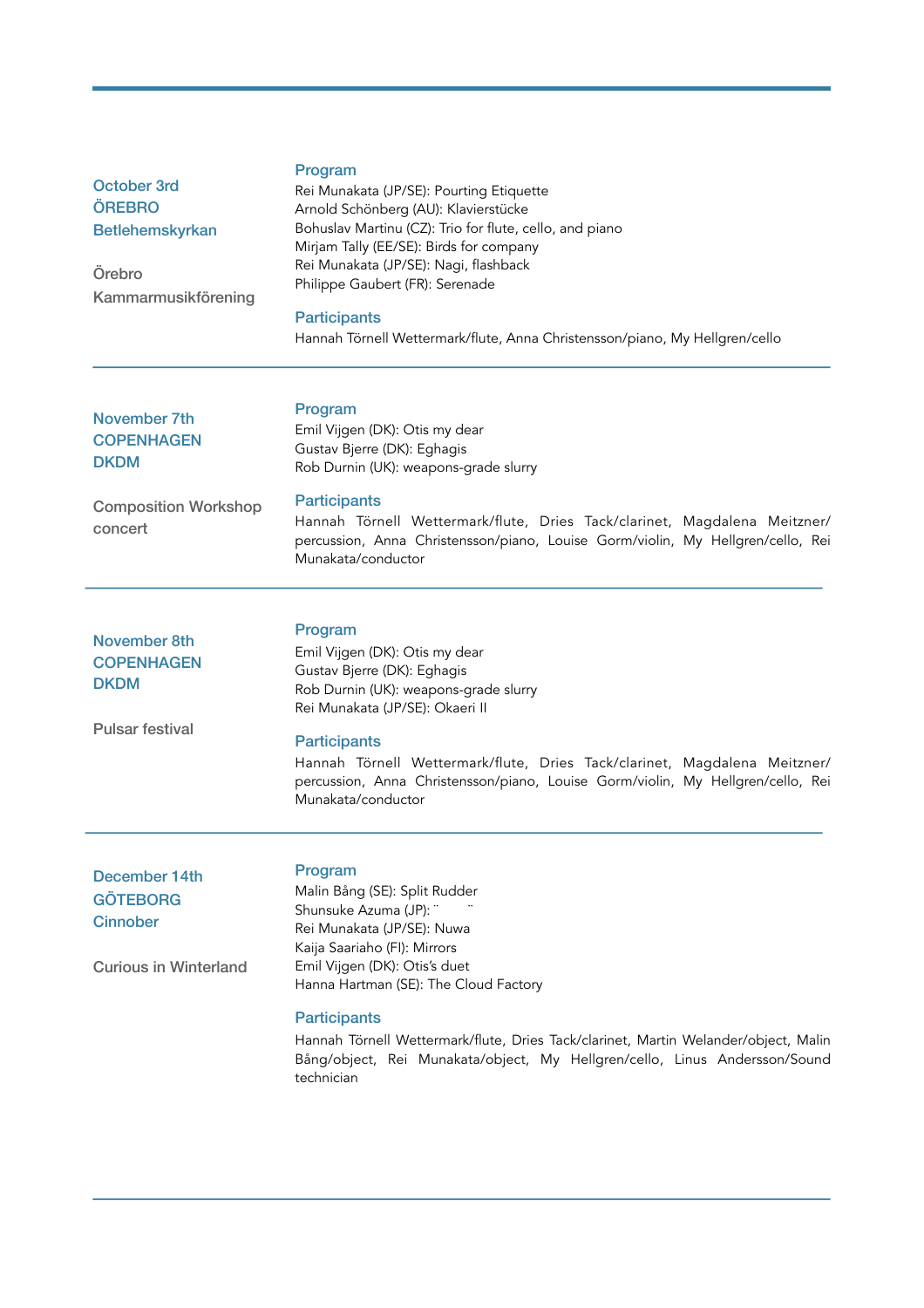October 3rd
**ÖREBRO**
**Betlehemskyrkan**

Örebro Kammarmusikförening

### Program

Rei Munakata (JP/SE): Pourting Etiquette
Arnold Schönberg (AU): Klavierstücke
Bohuslav Martinu (CZ): Trio for flute, cello, and piano
Mirjam Tally (EE/SE): Birds for company
Rei Munakata (JP/SE): Nagi, flashback
Philippe Gaubert (FR): Serenade

### Participants

Hannah Törnell Wettermark/flute, Anna Christensson/piano, My Hellgren/cello

---

November 7th
**COPENHAGEN**
**DKDM**

Composition Workshop concert

### Program

Emil Vijgen (DK): Otis my dear
Gustav Bjerre (DK): Eghagis
Rob Durnin (UK): weapons-grade slurry

### Participants

Hannah Törnell Wettermark/flute, Dries Tack/clarinet, Magdalena Meitzner/percussion, Anna Christensson/piano, Louise Gorm/violin, My Hellgren/cello, Rei Munakata/conductor

---

November 8th
**COPENHAGEN**
**DKDM**

Pulsar festival

### Program

Emil Vijgen (DK): Otis my dear
Gustav Bjerre (DK): Eghagis
Rob Durnin (UK): weapons-grade slurry
Rei Munakata (JP/SE): Okaeri II

### Participants

Hannah Törnell Wettermark/flute, Dries Tack/clarinet, Magdalena Meitzner/percussion, Anna Christensson/piano, Louise Gorm/violin, My Hellgren/cello, Rei Munakata/conductor

---

December 14th
**GÖTEBORG**
**Cinnober**

Curious in Winterland

### Program

Malin Bång (SE): Split Rudder
Shunsuke Azuma (JP): ¨ ¨
Rei Munakata (JP/SE): Nuwa
Kaija Saariaho (FI): Mirrors
Emil Vijgen (DK): Otis's duet
Hanna Hartman (SE): The Cloud Factory

### Participants

Hannah Törnell Wettermark/flute, Dries Tack/clarinet, Martin Welander/object, Malin Bång/object, Rei Munakata/object, My Hellgren/cello, Linus Andersson/Sound technician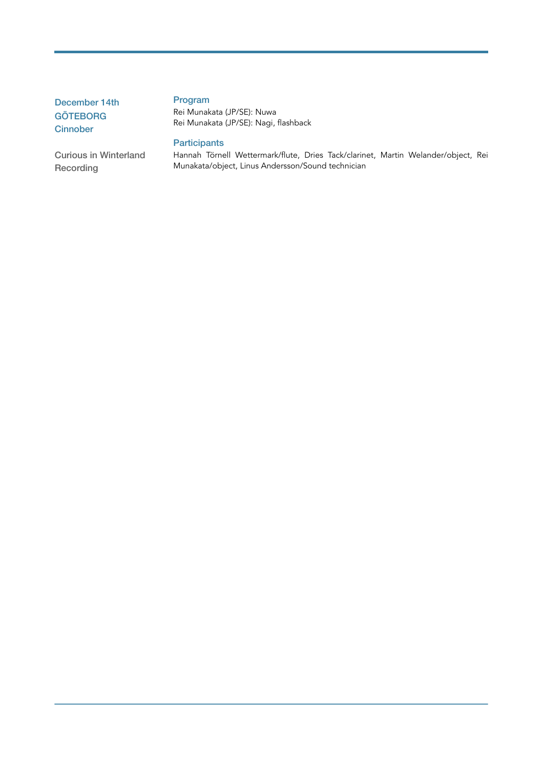**December 14th**
**GÖTEBORG**
**Cinnober**

Curious in Winterland
Recording

### Program

Rei Munakata (JP/SE): Nuwa
Rei Munakata (JP/SE): Nagi, flashback

### Participants

Hannah Törnell Wettermark/flute, Dries Tack/clarinet, Martin Welander/object, Rei Munakata/object, Linus Andersson/Sound technician